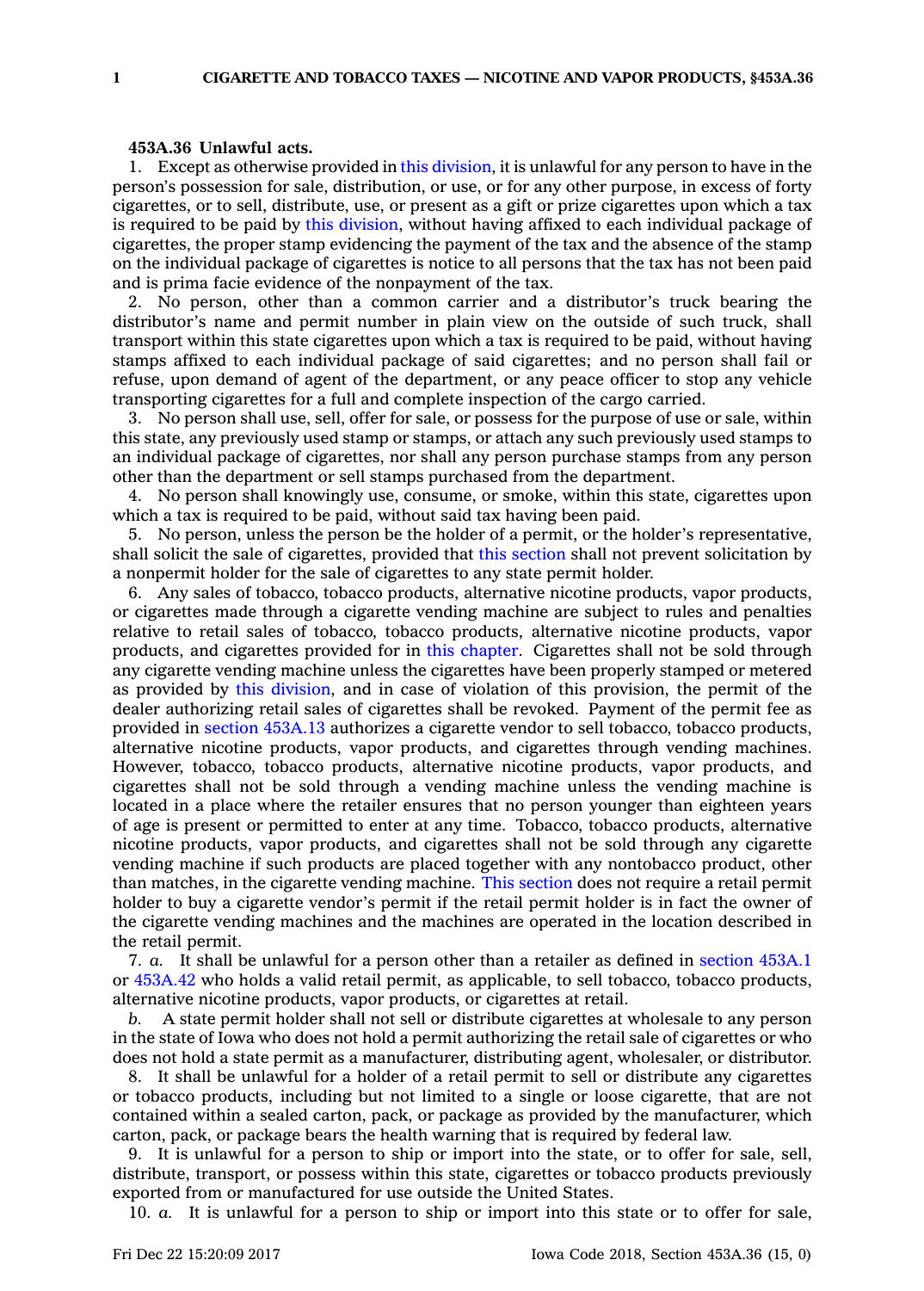**453A.36 Unlawful acts.**

1. Except as otherwise provided in this division, it is unlawful for any person to have in the person's possession for sale, distribution, or use, or for any other purpose, in excess of forty cigarettes, or to sell, distribute, use, or present as a gift or prize cigarettes upon which a tax is required to be paid by this division, without having affixed to each individual package of cigarettes, the proper stamp evidencing the payment of the tax and the absence of the stamp on the individual package of cigarettes is notice to all persons that the tax has not been paid and is prima facie evidence of the nonpayment of the tax.

2. No person, other than a common carrier and a distributor's truck bearing the distributor's name and permit number in plain view on the outside of such truck, shall transport within this state cigarettes upon which a tax is required to be paid, without having stamps affixed to each individual package of said cigarettes; and no person shall fail or refuse, upon demand of agent of the department, or any peace officer to stop any vehicle transporting cigarettes for a full and complete inspection of the cargo carried.

3. No person shall use, sell, offer for sale, or possess for the purpose of use or sale, within this state, any previously used stamp or stamps, or attach any such previously used stamps to an individual package of cigarettes, nor shall any person purchase stamps from any person other than the department or sell stamps purchased from the department.

4. No person shall knowingly use, consume, or smoke, within this state, cigarettes upon which a tax is required to be paid, without said tax having been paid.

5. No person, unless the person be the holder of a permit, or the holder's representative, shall solicit the sale of cigarettes, provided that this section shall not prevent solicitation by a nonpermit holder for the sale of cigarettes to any state permit holder.

6. Any sales of tobacco, tobacco products, alternative nicotine products, vapor products, or cigarettes made through a cigarette vending machine are subject to rules and penalties relative to retail sales of tobacco, tobacco products, alternative nicotine products, vapor products, and cigarettes provided for in this chapter. Cigarettes shall not be sold through any cigarette vending machine unless the cigarettes have been properly stamped or metered as provided by this division, and in case of violation of this provision, the permit of the dealer authorizing retail sales of cigarettes shall be revoked. Payment of the permit fee as provided in section 453A.13 authorizes a cigarette vendor to sell tobacco, tobacco products, alternative nicotine products, vapor products, and cigarettes through vending machines. However, tobacco, tobacco products, alternative nicotine products, vapor products, and cigarettes shall not be sold through a vending machine unless the vending machine is located in a place where the retailer ensures that no person younger than eighteen years of age is present or permitted to enter at any time. Tobacco, tobacco products, alternative nicotine products, vapor products, and cigarettes shall not be sold through any cigarette vending machine if such products are placed together with any nontobacco product, other than matches, in the cigarette vending machine. This section does not require a retail permit holder to buy a cigarette vendor's permit if the retail permit holder is in fact the owner of the cigarette vending machines and the machines are operated in the location described in the retail permit.

7. *a.* It shall be unlawful for a person other than a retailer as defined in section 453A.1 or 453A.42 who holds a valid retail permit, as applicable, to sell tobacco, tobacco products, alternative nicotine products, vapor products, or cigarettes at retail.

*b.* A state permit holder shall not sell or distribute cigarettes at wholesale to any person in the state of Iowa who does not hold a permit authorizing the retail sale of cigarettes or who does not hold a state permit as a manufacturer, distributing agent, wholesaler, or distributor.

8. It shall be unlawful for a holder of a retail permit to sell or distribute any cigarettes or tobacco products, including but not limited to a single or loose cigarette, that are not contained within a sealed carton, pack, or package as provided by the manufacturer, which carton, pack, or package bears the health warning that is required by federal law.

9. It is unlawful for a person to ship or import into the state, or to offer for sale, sell, distribute, transport, or possess within this state, cigarettes or tobacco products previously exported from or manufactured for use outside the United States.

10. *a.* It is unlawful for a person to ship or import into this state or to offer for sale,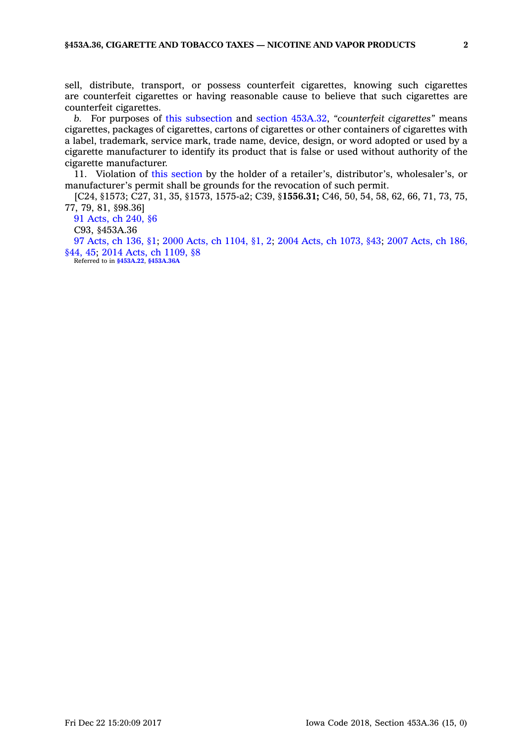sell, distribute, transport, or possess counterfeit cigarettes, knowing such cigarettes are counterfeit cigarettes or having reasonable cause to believe that such cigarettes are counterfeit cigarettes.

*b.* For purposes of this subsection and section 453A.32, *"counterfeit cigarettes"* means cigarettes, packages of cigarettes, cartons of cigarettes or other containers of cigarettes with a label, trademark, service mark, trade name, device, design, or word adopted or used by a cigarette manufacturer to identify its product that is false or used without authority of the cigarette manufacturer.

11. Violation of this section by the holder of a retailer's, distributor's, wholesaler's, or manufacturer's permit shall be grounds for the revocation of such permit.

[C24, §1573; C27, 31, 35, §1573, 1575-a2; C39, §**1556.31;** C46, 50, 54, 58, 62, 66, 71, 73, 75, 77, 79, 81, §98.36]

91 Acts, ch 240, §6

C93, §453A.36

97 Acts, ch 136, §1; 2000 Acts, ch 1104, §1, 2; 2004 Acts, ch 1073, §43; 2007 Acts, ch 186, §44, 45; 2014 Acts, ch 1109, §8

Referred to in **§453A.22, §453A.36A**